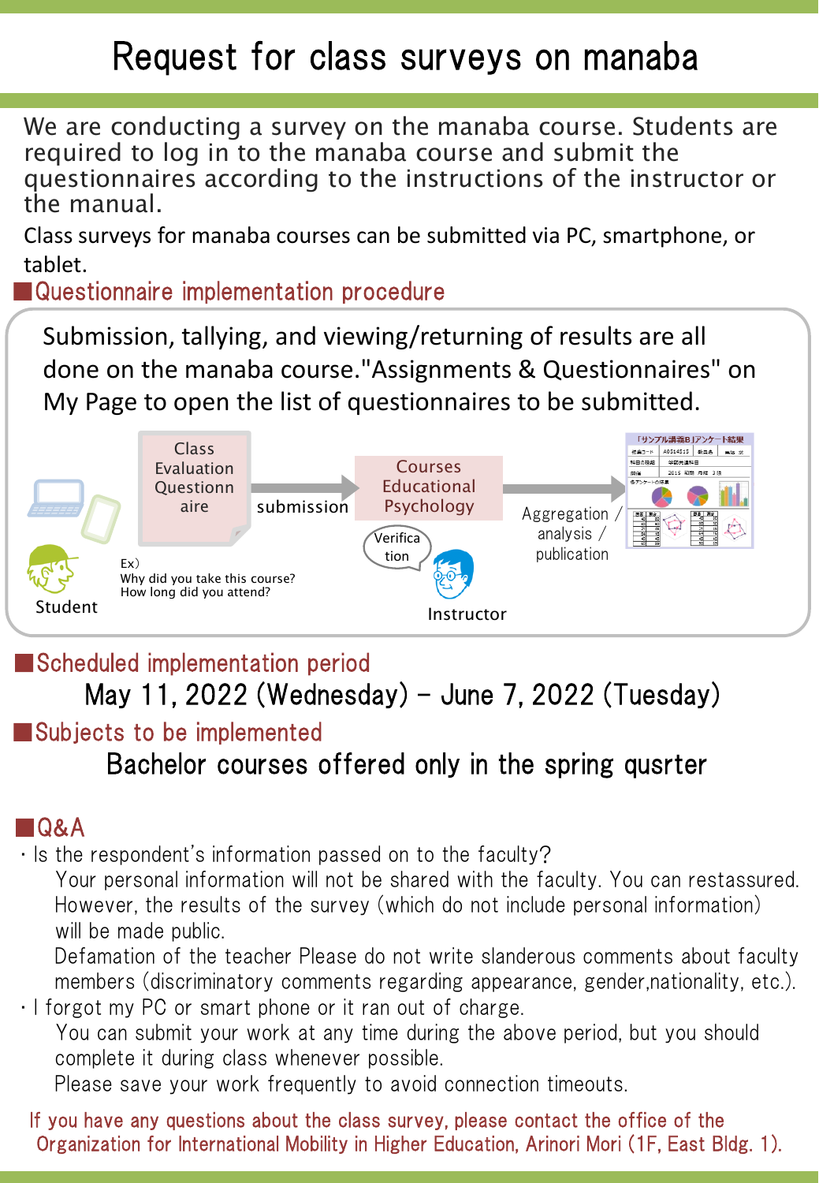# Request for class surveys on manaba

We are conducting a survey on the manaba course. Students are required to log in to the manaba course and submit the questionnaires according to the instructions of the instructor or the manual.

Class surveys for manaba courses can be submitted via PC, smartphone, or tablet.

## ■Questionnaire implementation procedure

Submission, tallying, and viewing/returning of results are all done on the manaba course."Assignments & Questionnaires" on My Page to open the list of questionnaires to be submitted.

Student → Class Evaluation Questionnaire → submission → Courses Educational Psychology → Aggregation / analysis / publication

Verification — Instructor

Ex)
Why did you take this course?
How long did you attend?

## ■Scheduled implementation period

May 11, 2022 (Wednesday) - June 7, 2022 (Tuesday)

## ■Subjects to be implemented

Bachelor courses offered only in the spring qusrter

## ■Q&A

- Is the respondent's information passed on to the faculty?

  Your personal information will not be shared with the faculty. You can restassured. However, the results of the survey (which do not include personal information) will be made public.

  Defamation of the teacher Please do not write slanderous comments about faculty members (discriminatory comments regarding appearance, gender,nationality, etc.).

- I forgot my PC or smart phone or it ran out of charge.

  You can submit your work at any time during the above period, but you should complete it during class whenever possible.

  Please save your work frequently to avoid connection timeouts.

If you have any questions about the class survey, please contact the office of the Organization for International Mobility in Higher Education, Arinori Mori (1F, East Bldg. 1).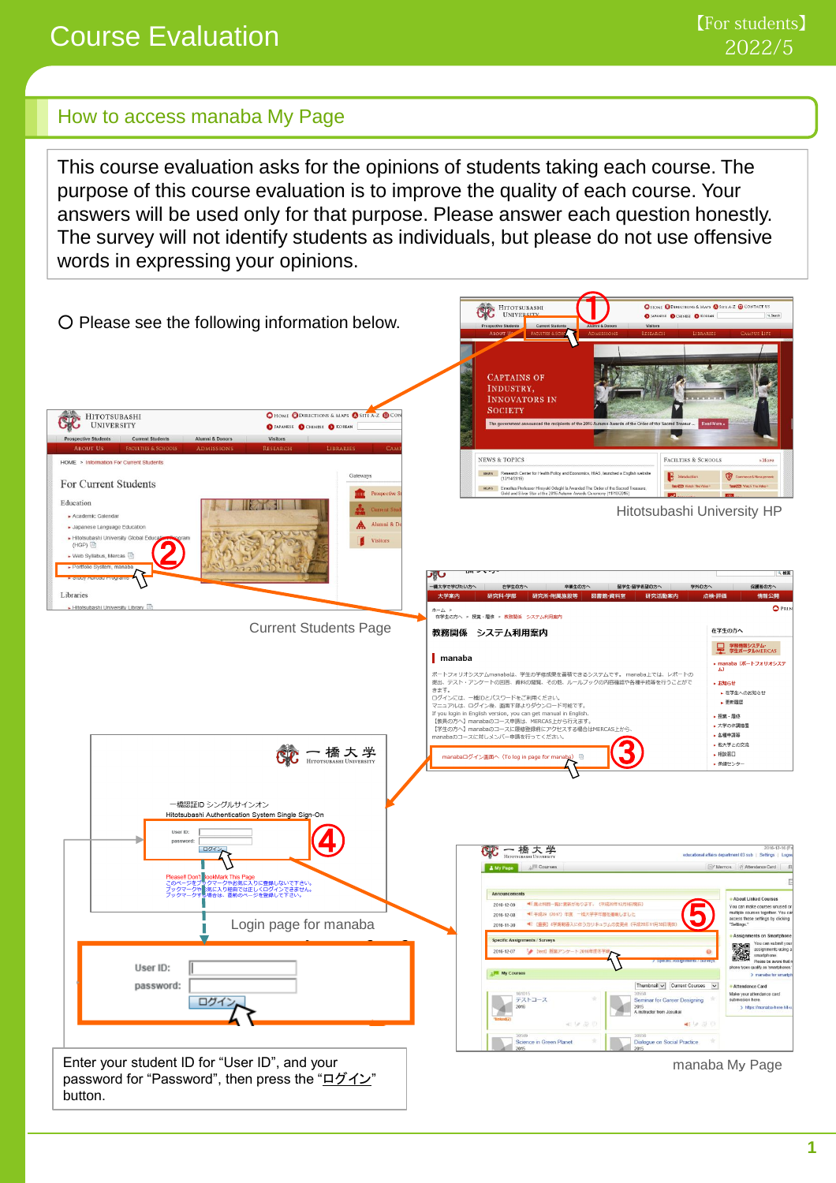# Course Evaluation

【For students】
2022/5

## How to access manaba My Page

This course evaluation asks for the opinions of students taking each course. The purpose of this course evaluation is to improve the quality of each course. Your answers will be used only for that purpose. Please answer each question honestly. The survey will not identify students as individuals, but please do not use offensive words in expressing your opinions.

〇 Please see the following information below.

Hitotsubashi University HP

Current Students Page

Login page for manaba

manaba My Page

Enter your student ID for “User ID”, and your password for “Password”, then press the “ログイン” button.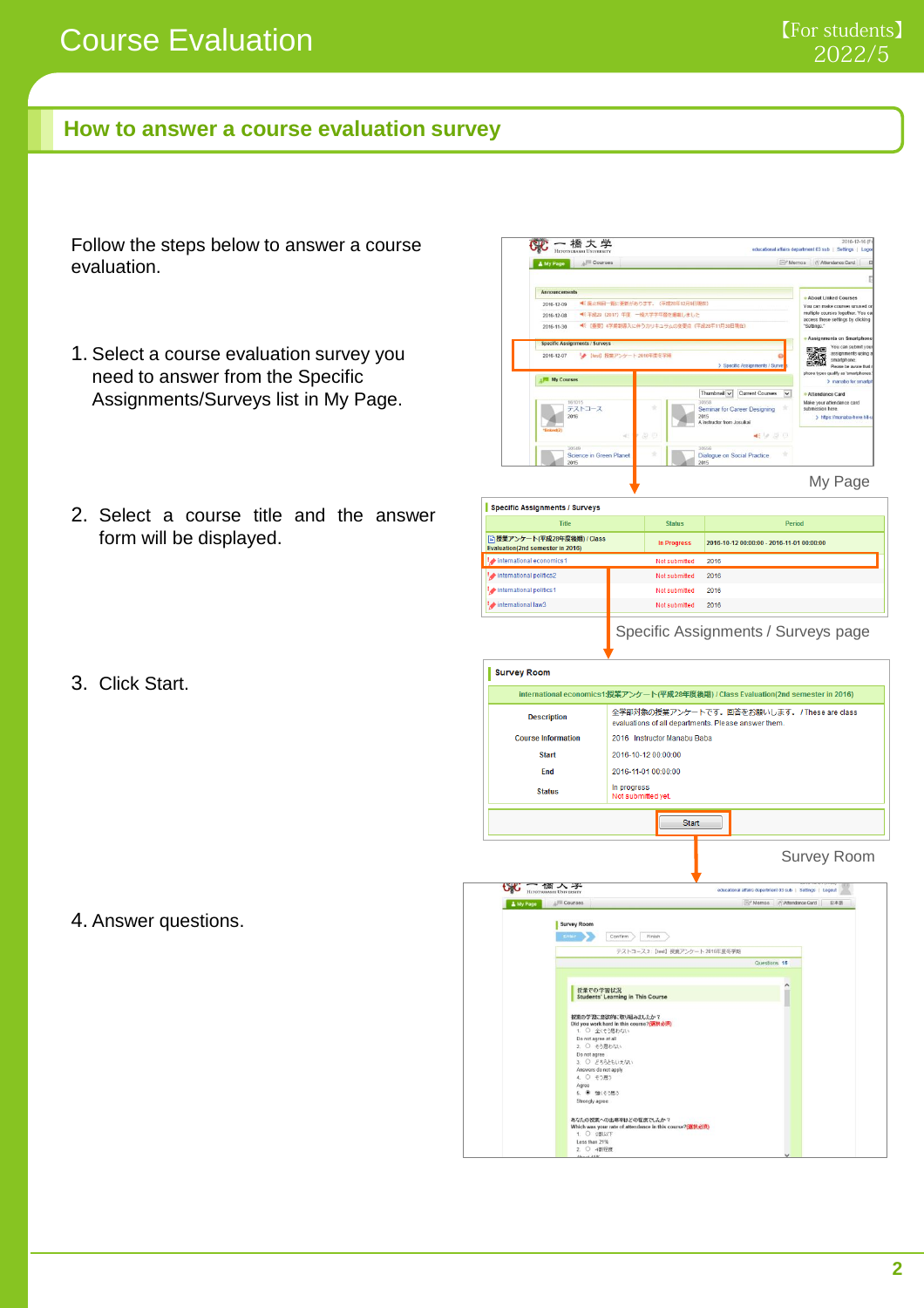# Course Evaluation

## How to answer a course evaluation survey

Follow the steps below to answer a course evaluation.

1. Select a course evaluation survey you need to answer from the Specific Assignments/Surveys list in My Page.

My Page

2. Select a course title and the answer form will be displayed.

Specific Assignments / Surveys page

3. Click Start.

Survey Room

4. Answer questions.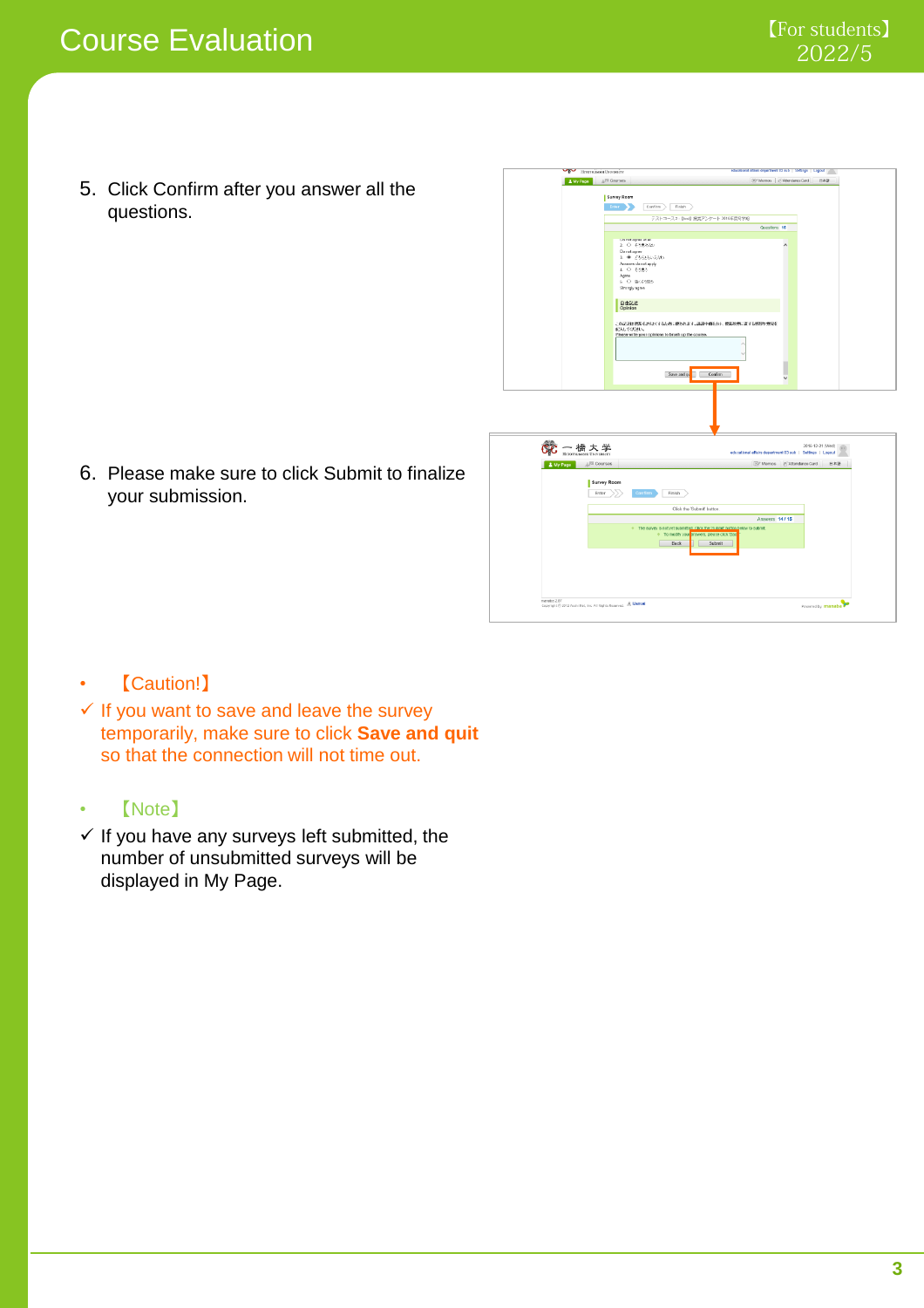5. Click Confirm after you answer all the questions.

6. Please make sure to click Submit to finalize your submission.

- 【Caution!】

✓ If you want to save and leave the survey temporarily, make sure to click **Save and quit** so that the connection will not time out.

- 【Note】

✓ If you have any surveys left submitted, the number of unsubmitted surveys will be displayed in My Page.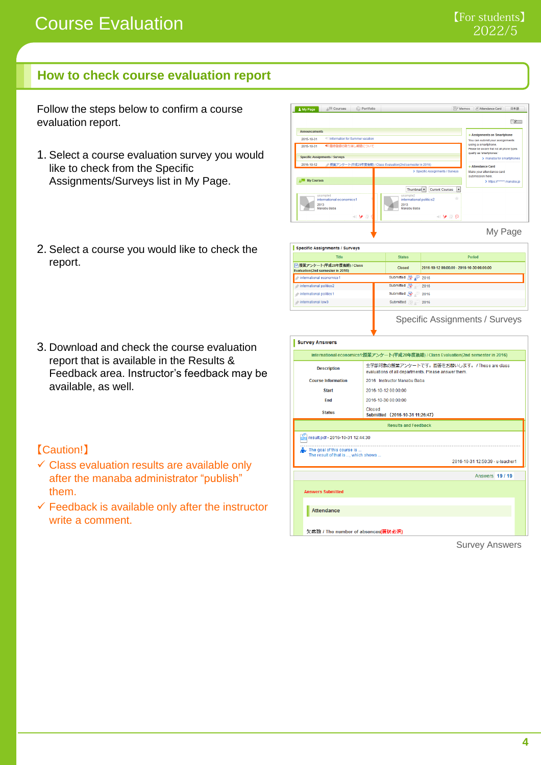# Course Evaluation

【For students】
2022/5

## How to check course evaluation report

Follow the steps below to confirm a course evaluation report.

1. Select a course evaluation survey you would like to check from the Specific Assignments/Surveys list in My Page.

My Page

2. Select a course you would like to check the report.

Specific Assignments / Surveys

3. Download and check the course evaluation report that is available in the Results & Feedback area. Instructor's feedback may be available, as well.

Survey Answers

【Caution!】

- ✓ Class evaluation results are available only after the manaba administrator "publish" them.
- ✓ Feedback is available only after the instructor write a comment.